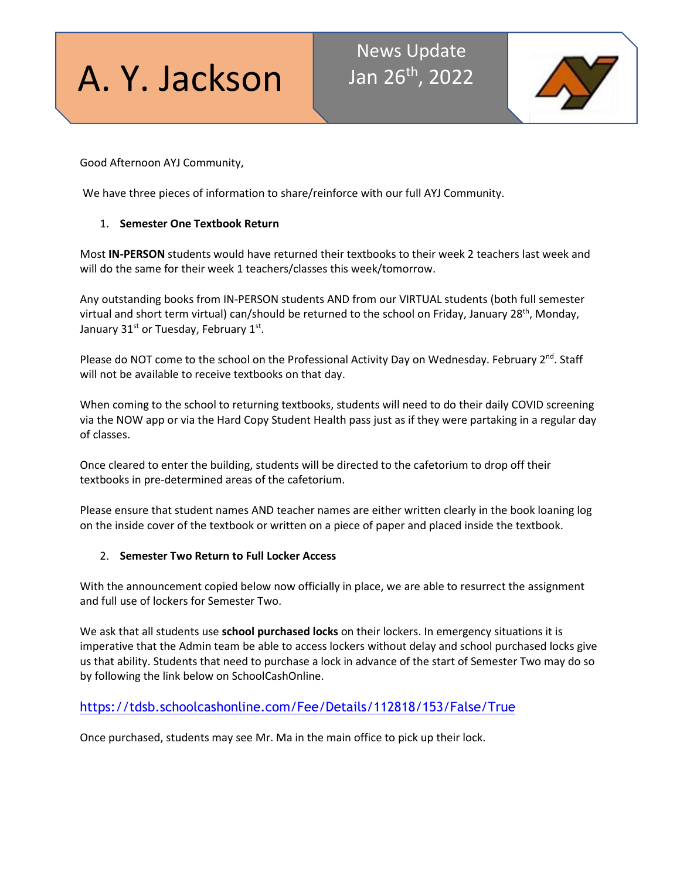# A. Y. Jackson

News Update
Jan 26th, 2022

Good Afternoon AYJ Community,

We have three pieces of information to share/reinforce with our full AYJ Community.

1. **Semester One Textbook Return**

Most **IN-PERSON** students would have returned their textbooks to their week 2 teachers last week and will do the same for their week 1 teachers/classes this week/tomorrow.

Any outstanding books from IN-PERSON students AND from our VIRTUAL students (both full semester virtual and short term virtual) can/should be returned to the school on Friday, January 28th, Monday, January 31st or Tuesday, February 1st.

Please do NOT come to the school on the Professional Activity Day on Wednesday. February 2nd. Staff will not be available to receive textbooks on that day.

When coming to the school to returning textbooks, students will need to do their daily COVID screening via the NOW app or via the Hard Copy Student Health pass just as if they were partaking in a regular day of classes.

Once cleared to enter the building, students will be directed to the cafetorium to drop off their textbooks in pre-determined areas of the cafetorium.

Please ensure that student names AND teacher names are either written clearly in the book loaning log on the inside cover of the textbook or written on a piece of paper and placed inside the textbook.

2. **Semester Two Return to Full Locker Access**

With the announcement copied below now officially in place, we are able to resurrect the assignment and full use of lockers for Semester Two.

We ask that all students use **school purchased locks** on their lockers. In emergency situations it is imperative that the Admin team be able to access lockers without delay and school purchased locks give us that ability. Students that need to purchase a lock in advance of the start of Semester Two may do so by following the link below on SchoolCashOnline.

https://tdsb.schoolcashonline.com/Fee/Details/112818/153/False/True

Once purchased, students may see Mr. Ma in the main office to pick up their lock.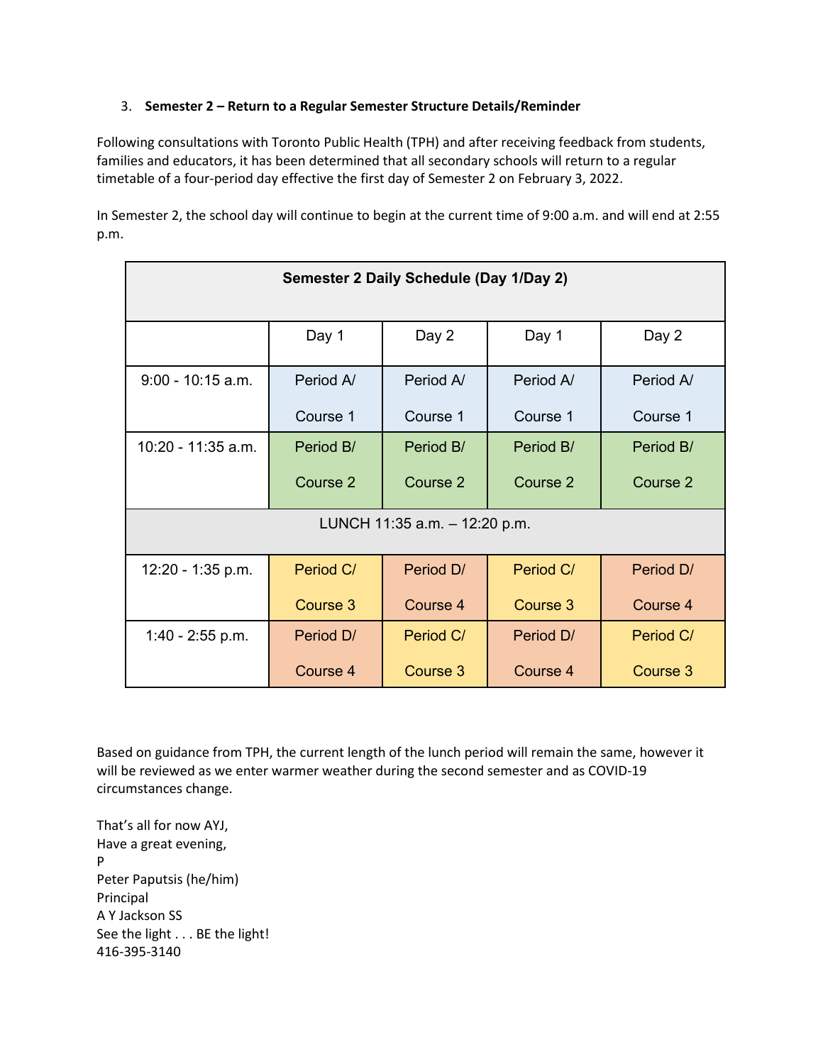3. **Semester 2 – Return to a Regular Semester Structure Details/Reminder**

Following consultations with Toronto Public Health (TPH) and after receiving feedback from students, families and educators, it has been determined that all secondary schools will return to a regular timetable of a four-period day effective the first day of Semester 2 on February 3, 2022.

In Semester 2, the school day will continue to begin at the current time of 9:00 a.m. and will end at 2:55 p.m.

| **Semester 2 Daily Schedule (Day 1/Day 2)** | | | | |
|---|---|---|---|---|
| | Day 1 | Day 2 | Day 1 | Day 2 |
| 9:00 - 10:15 a.m. | Period A/ Course 1 | Period A/ Course 1 | Period A/ Course 1 | Period A/ Course 1 |
| 10:20 - 11:35 a.m. | Period B/ Course 2 | Period B/ Course 2 | Period B/ Course 2 | Period B/ Course 2 |
| LUNCH 11:35 a.m. – 12:20 p.m. | | | | |
| 12:20 - 1:35 p.m. | Period C/ Course 3 | Period D/ Course 4 | Period C/ Course 3 | Period D/ Course 4 |
| 1:40 - 2:55 p.m. | Period D/ Course 4 | Period C/ Course 3 | Period D/ Course 4 | Period C/ Course 3 |

Based on guidance from TPH, the current length of the lunch period will remain the same, however it will be reviewed as we enter warmer weather during the second semester and as COVID-19 circumstances change.

That's all for now AYJ,  
Have a great evening,  
P  
Peter Paputsis (he/him)  
Principal  
A Y Jackson SS  
See the light . . . BE the light!  
416-395-3140